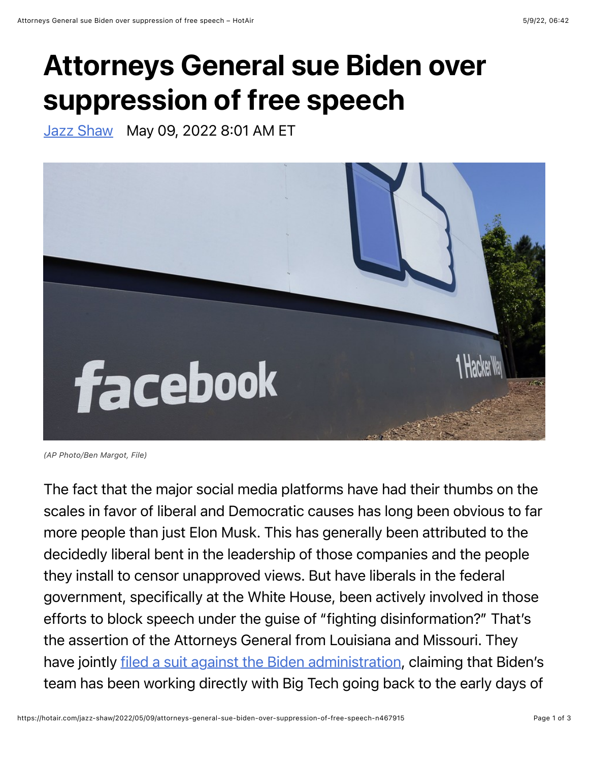# Attorneys General sue Biden over suppression of free speech

[Jazz Shaw](#) May 09, 2022 8:01 AM ET

(AP Photo/Ben Margot, File)

The fact that the major social media platforms have had their thumbs on the scales in favor of liberal and Democratic causes has long been obvious to far more people than just Elon Musk. This has generally been attributed to the decidedly liberal bent in the leadership of those companies and the people they install to censor unapproved views. But have liberals in the federal government, specifically at the White House, been actively involved in those efforts to block speech under the guise of "fighting disinformation?" That's the assertion of the Attorneys General from Louisiana and Missouri. They have jointly filed a suit against the Biden administration, claiming that Biden's team has been working directly with Big Tech going back to the early days of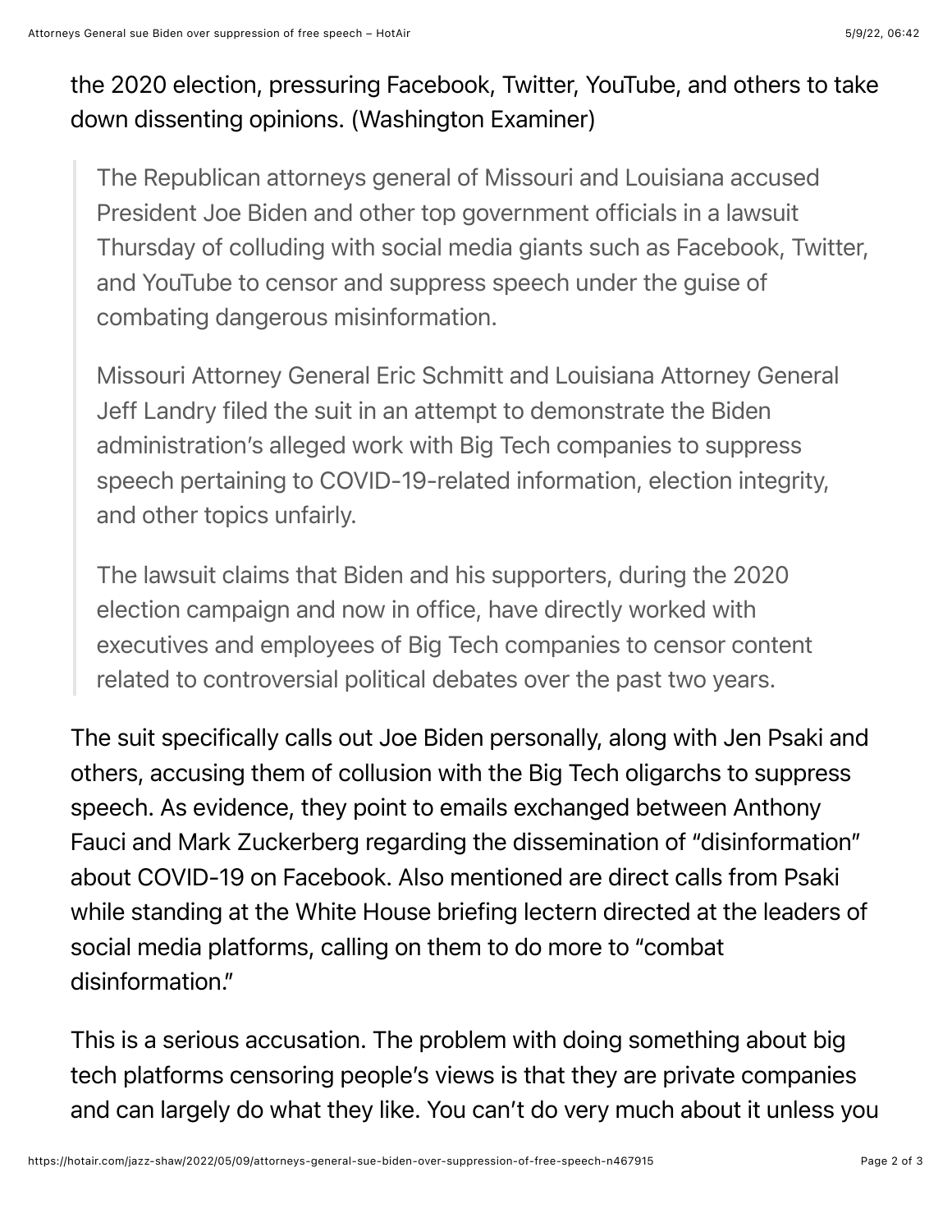the 2020 election, pressuring Facebook, Twitter, YouTube, and others to take down dissenting opinions. (Washington Examiner)

> The Republican attorneys general of Missouri and Louisiana accused President Joe Biden and other top government officials in a lawsuit Thursday of colluding with social media giants such as Facebook, Twitter, and YouTube to censor and suppress speech under the guise of combating dangerous misinformation.
>
> Missouri Attorney General Eric Schmitt and Louisiana Attorney General Jeff Landry filed the suit in an attempt to demonstrate the Biden administration's alleged work with Big Tech companies to suppress speech pertaining to COVID-19-related information, election integrity, and other topics unfairly.
>
> The lawsuit claims that Biden and his supporters, during the 2020 election campaign and now in office, have directly worked with executives and employees of Big Tech companies to censor content related to controversial political debates over the past two years.

The suit specifically calls out Joe Biden personally, along with Jen Psaki and others, accusing them of collusion with the Big Tech oligarchs to suppress speech. As evidence, they point to emails exchanged between Anthony Fauci and Mark Zuckerberg regarding the dissemination of "disinformation" about COVID-19 on Facebook. Also mentioned are direct calls from Psaki while standing at the White House briefing lectern directed at the leaders of social media platforms, calling on them to do more to "combat disinformation."

This is a serious accusation. The problem with doing something about big tech platforms censoring people's views is that they are private companies and can largely do what they like. You can't do very much about it unless you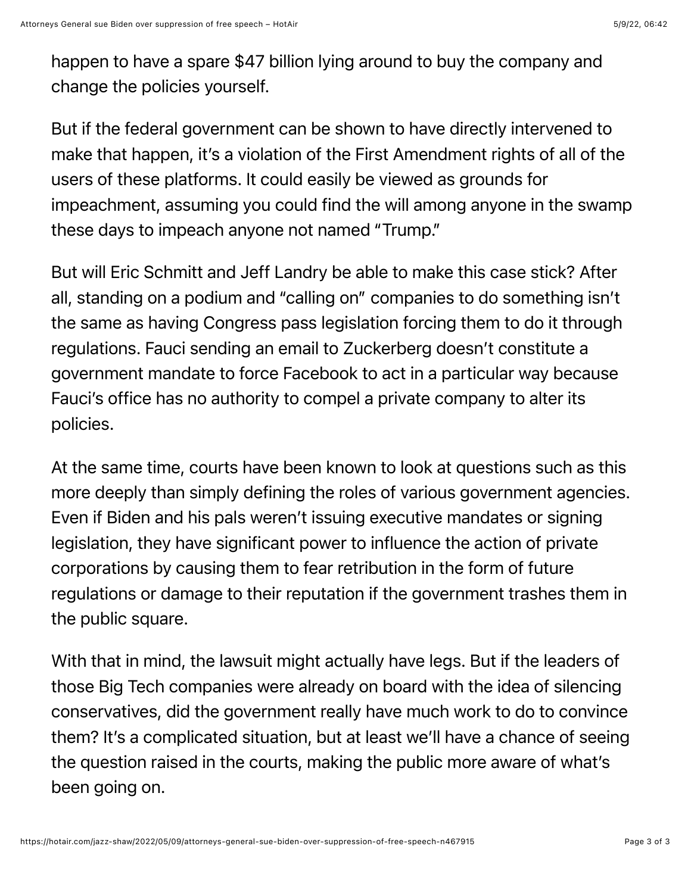happen to have a spare $47 billion lying around to buy the company and change the policies yourself.

But if the federal government can be shown to have directly intervened to make that happen, it's a violation of the First Amendment rights of all of the users of these platforms. It could easily be viewed as grounds for impeachment, assuming you could find the will among anyone in the swamp these days to impeach anyone not named "Trump."

But will Eric Schmitt and Jeff Landry be able to make this case stick? After all, standing on a podium and "calling on" companies to do something isn't the same as having Congress pass legislation forcing them to do it through regulations. Fauci sending an email to Zuckerberg doesn't constitute a government mandate to force Facebook to act in a particular way because Fauci's office has no authority to compel a private company to alter its policies.

At the same time, courts have been known to look at questions such as this more deeply than simply defining the roles of various government agencies. Even if Biden and his pals weren't issuing executive mandates or signing legislation, they have significant power to influence the action of private corporations by causing them to fear retribution in the form of future regulations or damage to their reputation if the government trashes them in the public square.

With that in mind, the lawsuit might actually have legs. But if the leaders of those Big Tech companies were already on board with the idea of silencing conservatives, did the government really have much work to do to convince them? It's a complicated situation, but at least we'll have a chance of seeing the question raised in the courts, making the public more aware of what's been going on.